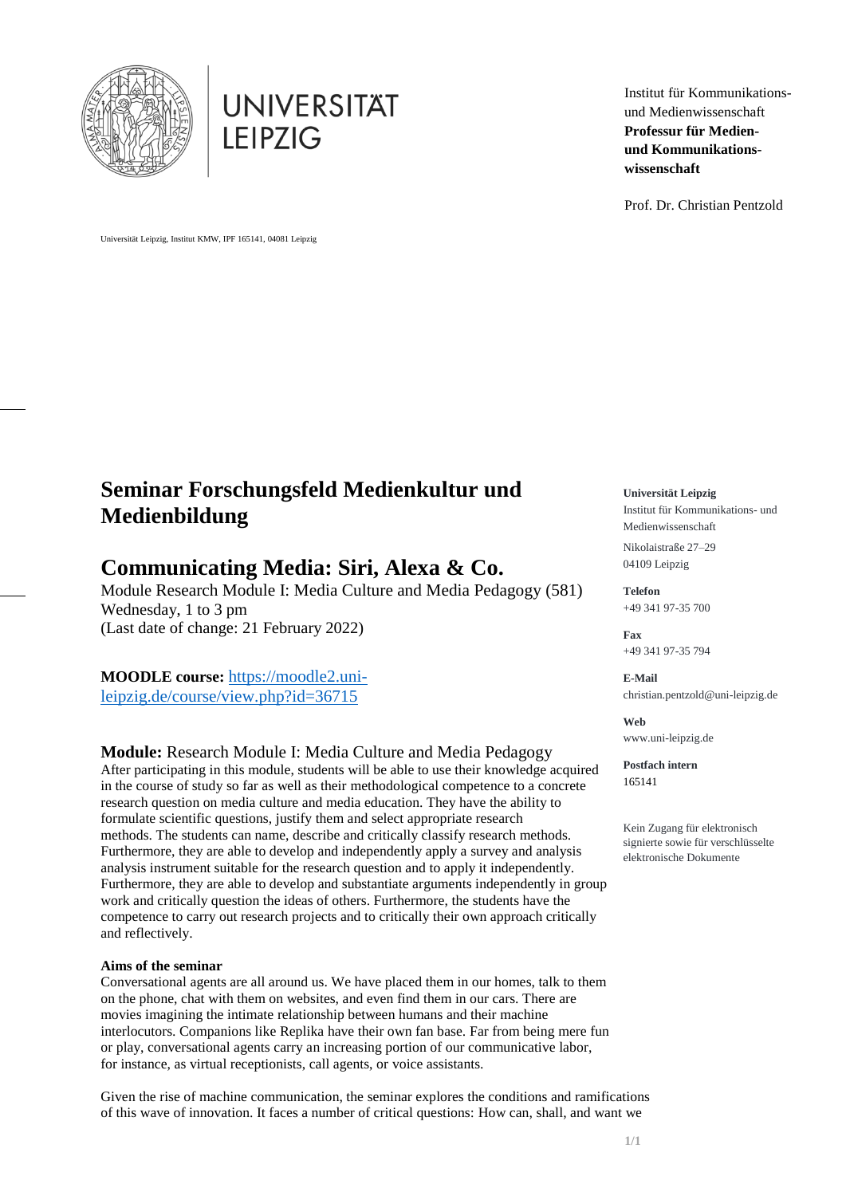UNIVERSITÄT LEIPZIG

Institut für Kommunikations- und Medienwissenschaft
**Professur für Medien- und Kommunikationswissenschaft**

Prof. Dr. Christian Pentzold

Universität Leipzig, Institut KMW, IPF 165141, 04081 Leipzig

# Seminar Forschungsfeld Medienkultur und Medienbildung

# Communicating Media: Siri, Alexa & Co.

Module Research Module I: Media Culture and Media Pedagogy (581)
Wednesday, 1 to 3 pm
(Last date of change: 21 February 2022)

**MOODLE course:** [https://moodle2.uni-leipzig.de/course/view.php?id=36715](https://moodle2.uni-leipzig.de/course/view.php?id=36715)

**Module:** Research Module I: Media Culture and Media Pedagogy
After participating in this module, students will be able to use their knowledge acquired in the course of study so far as well as their methodological competence to a concrete research question on media culture and media education. They have the ability to formulate scientific questions, justify them and select appropriate research methods. The students can name, describe and critically classify research methods. Furthermore, they are able to develop and independently apply a survey and analysis analysis instrument suitable for the research question and to apply it independently. Furthermore, they are able to develop and substantiate arguments independently in group work and critically question the ideas of others. Furthermore, the students have the competence to carry out research projects and to critically their own approach critically and reflectively.

**Aims of the seminar**
Conversational agents are all around us. We have placed them in our homes, talk to them on the phone, chat with them on websites, and even find them in our cars. There are movies imagining the intimate relationship between humans and their machine interlocutors. Companions like Replika have their own fan base. Far from being mere fun or play, conversational agents carry an increasing portion of our communicative labor, for instance, as virtual receptionists, call agents, or voice assistants.

Given the rise of machine communication, the seminar explores the conditions and ramifications of this wave of innovation. It faces a number of critical questions: How can, shall, and want we

**Universität Leipzig**
Institut für Kommunikations- und Medienwissenschaft
Nikolaistraße 27–29
04109 Leipzig

**Telefon**
+49 341 97-35 700

**Fax**
+49 341 97-35 794

**E-Mail**
christian.pentzold@uni-leipzig.de

**Web**
www.uni-leipzig.de

**Postfach intern**
165141

Kein Zugang für elektronisch signierte sowie für verschlüsselte elektronische Dokumente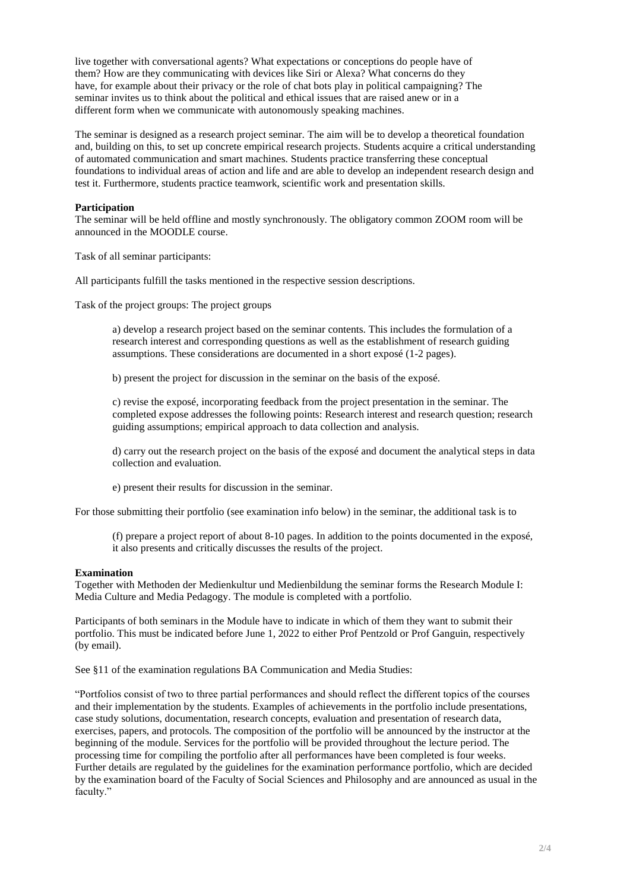live together with conversational agents? What expectations or conceptions do people have of them? How are they communicating with devices like Siri or Alexa? What concerns do they have, for example about their privacy or the role of chat bots play in political campaigning? The seminar invites us to think about the political and ethical issues that are raised anew or in a different form when we communicate with autonomously speaking machines.

The seminar is designed as a research project seminar. The aim will be to develop a theoretical foundation and, building on this, to set up concrete empirical research projects. Students acquire a critical understanding of automated communication and smart machines. Students practice transferring these conceptual foundations to individual areas of action and life and are able to develop an independent research design and test it. Furthermore, students practice teamwork, scientific work and presentation skills.

**Participation**

The seminar will be held offline and mostly synchronously. The obligatory common ZOOM room will be announced in the MOODLE course.

Task of all seminar participants:

All participants fulfill the tasks mentioned in the respective session descriptions.

Task of the project groups: The project groups

> a) develop a research project based on the seminar contents. This includes the formulation of a research interest and corresponding questions as well as the establishment of research guiding assumptions. These considerations are documented in a short exposé (1-2 pages).
>
> b) present the project for discussion in the seminar on the basis of the exposé.
>
> c) revise the exposé, incorporating feedback from the project presentation in the seminar. The completed expose addresses the following points: Research interest and research question; research guiding assumptions; empirical approach to data collection and analysis.
>
> d) carry out the research project on the basis of the exposé and document the analytical steps in data collection and evaluation.
>
> e) present their results for discussion in the seminar.

For those submitting their portfolio (see examination info below) in the seminar, the additional task is to

> (f) prepare a project report of about 8-10 pages. In addition to the points documented in the exposé, it also presents and critically discusses the results of the project.

**Examination**

Together with Methoden der Medienkultur und Medienbildung the seminar forms the Research Module I: Media Culture and Media Pedagogy. The module is completed with a portfolio.

Participants of both seminars in the Module have to indicate in which of them they want to submit their portfolio. This must be indicated before June 1, 2022 to either Prof Pentzold or Prof Ganguin, respectively (by email).

See §11 of the examination regulations BA Communication and Media Studies:

"Portfolios consist of two to three partial performances and should reflect the different topics of the courses and their implementation by the students. Examples of achievements in the portfolio include presentations, case study solutions, documentation, research concepts, evaluation and presentation of research data, exercises, papers, and protocols. The composition of the portfolio will be announced by the instructor at the beginning of the module. Services for the portfolio will be provided throughout the lecture period. The processing time for compiling the portfolio after all performances have been completed is four weeks. Further details are regulated by the guidelines for the examination performance portfolio, which are decided by the examination board of the Faculty of Social Sciences and Philosophy and are announced as usual in the faculty."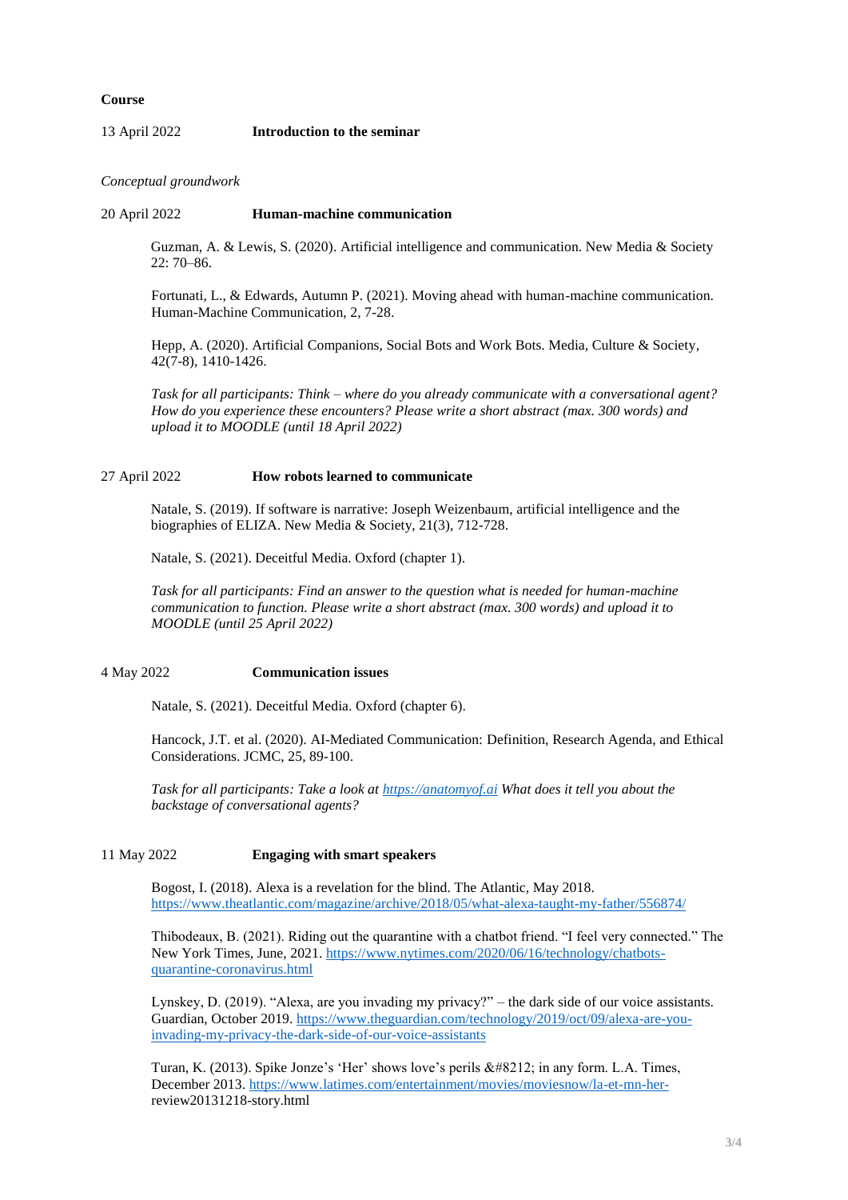**Course**

13 April 2022 **Introduction to the seminar**

*Conceptual groundwork*

20 April 2022 **Human-machine communication**

Guzman, A. & Lewis, S. (2020). Artificial intelligence and communication. New Media & Society 22: 70–86.

Fortunati, L., & Edwards, Autumn P. (2021). Moving ahead with human-machine communication. Human-Machine Communication, 2, 7-28.

Hepp, A. (2020). Artificial Companions, Social Bots and Work Bots. Media, Culture & Society, 42(7-8), 1410-1426.

*Task for all participants: Think – where do you already communicate with a conversational agent? How do you experience these encounters? Please write a short abstract (max. 300 words) and upload it to MOODLE (until 18 April 2022)*

27 April 2022 **How robots learned to communicate**

Natale, S. (2019). If software is narrative: Joseph Weizenbaum, artificial intelligence and the biographies of ELIZA. New Media & Society, 21(3), 712-728.

Natale, S. (2021). Deceitful Media. Oxford (chapter 1).

*Task for all participants: Find an answer to the question what is needed for human-machine communication to function. Please write a short abstract (max. 300 words) and upload it to MOODLE (until 25 April 2022)*

4 May 2022 **Communication issues**

Natale, S. (2021). Deceitful Media. Oxford (chapter 6).

Hancock, J.T. et al. (2020). AI-Mediated Communication: Definition, Research Agenda, and Ethical Considerations. JCMC, 25, 89-100.

*Task for all participants: Take a look at [https://anatomyof.ai](https://anatomyof.ai) What does it tell you about the backstage of conversational agents?*

11 May 2022 **Engaging with smart speakers**

Bogost, I. (2018). Alexa is a revelation for the blind. The Atlantic, May 2018. [https://www.theatlantic.com/magazine/archive/2018/05/what-alexa-taught-my-father/556874/](https://www.theatlantic.com/magazine/archive/2018/05/what-alexa-taught-my-father/556874/)

Thibodeaux, B. (2021). Riding out the quarantine with a chatbot friend. "I feel very connected." The New York Times, June, 2021. [https://www.nytimes.com/2020/06/16/technology/chatbots-quarantine-coronavirus.html](https://www.nytimes.com/2020/06/16/technology/chatbots-quarantine-coronavirus.html)

Lynskey, D. (2019). "Alexa, are you invading my privacy?" – the dark side of our voice assistants. Guardian, October 2019. [https://www.theguardian.com/technology/2019/oct/09/alexa-are-you-invading-my-privacy-the-dark-side-of-our-voice-assistants](https://www.theguardian.com/technology/2019/oct/09/alexa-are-you-invading-my-privacy-the-dark-side-of-our-voice-assistants)

Turan, K. (2013). Spike Jonze's 'Her' shows love's perils &#8212; in any form. L.A. Times, December 2013. [https://www.latimes.com/entertainment/movies/moviesnow/la-et-mn-her-](https://www.latimes.com/entertainment/movies/moviesnow/la-et-mn-her-)review20131218-story.html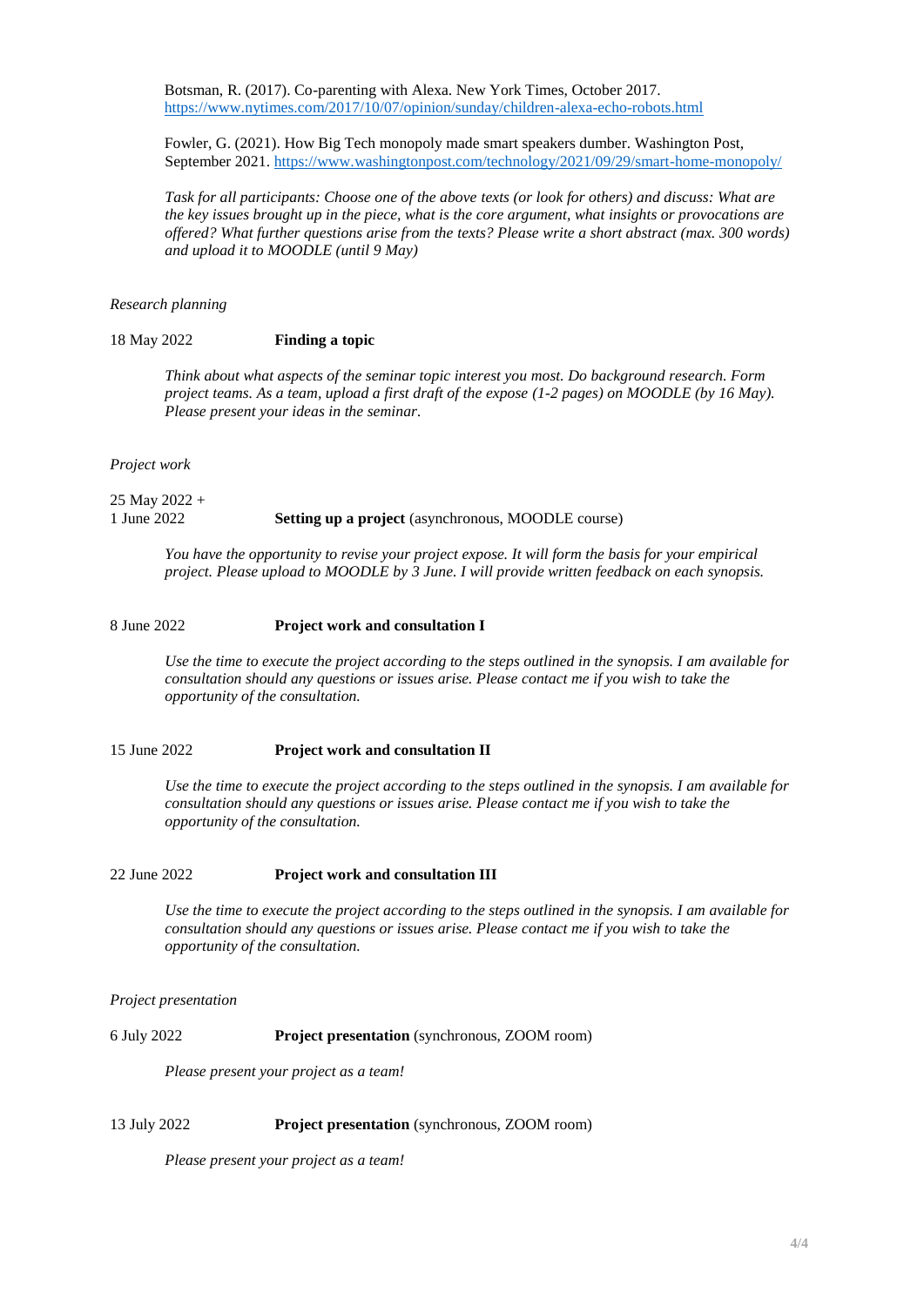Botsman, R. (2017). Co-parenting with Alexa. New York Times, October 2017. https://www.nytimes.com/2017/10/07/opinion/sunday/children-alexa-echo-robots.html

Fowler, G. (2021). How Big Tech monopoly made smart speakers dumber. Washington Post, September 2021. https://www.washingtonpost.com/technology/2021/09/29/smart-home-monopoly/

*Task for all participants: Choose one of the above texts (or look for others) and discuss: What are the key issues brought up in the piece, what is the core argument, what insights or provocations are offered? What further questions arise from the texts? Please write a short abstract (max. 300 words) and upload it to MOODLE (until 9 May)*

*Research planning*

18 May 2022 **Finding a topic**

*Think about what aspects of the seminar topic interest you most. Do background research. Form project teams. As a team, upload a first draft of the expose (1-2 pages) on MOODLE (by 16 May). Please present your ideas in the seminar.*

*Project work*

25 May 2022 +
1 June 2022 **Setting up a project** (asynchronous, MOODLE course)

*You have the opportunity to revise your project expose. It will form the basis for your empirical project. Please upload to MOODLE by 3 June. I will provide written feedback on each synopsis.*

8 June 2022 **Project work and consultation I**

*Use the time to execute the project according to the steps outlined in the synopsis. I am available for consultation should any questions or issues arise. Please contact me if you wish to take the opportunity of the consultation.*

15 June 2022 **Project work and consultation II**

*Use the time to execute the project according to the steps outlined in the synopsis. I am available for consultation should any questions or issues arise. Please contact me if you wish to take the opportunity of the consultation.*

22 June 2022 **Project work and consultation III**

*Use the time to execute the project according to the steps outlined in the synopsis. I am available for consultation should any questions or issues arise. Please contact me if you wish to take the opportunity of the consultation.*

*Project presentation*

6 July 2022 **Project presentation** (synchronous, ZOOM room)

*Please present your project as a team!*

13 July 2022 **Project presentation** (synchronous, ZOOM room)

*Please present your project as a team!*